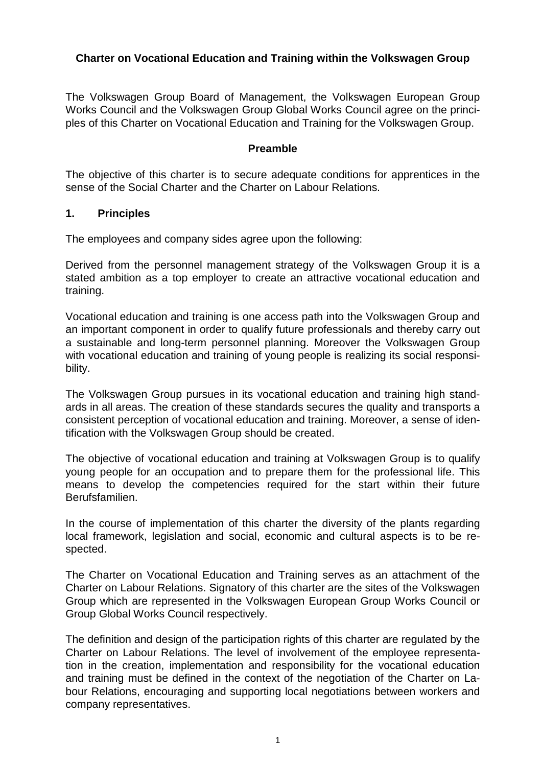# Charter on Vocational Education and Training within the Volkswagen Group

The Volkswagen Group Board of Management, the Volkswagen European Group Works Council and the Volkswagen Group Global Works Council agree on the principles of this Charter on Vocational Education and Training for the Volkswagen Group.

## Preamble

The objective of this charter is to secure adequate conditions for apprentices in the sense of the Social Charter and the Charter on Labour Relations.

## 1. Principles

The employees and company sides agree upon the following:

Derived from the personnel management strategy of the Volkswagen Group it is a stated ambition as a top employer to create an attractive vocational education and training.

Vocational education and training is one access path into the Volkswagen Group and an important component in order to qualify future professionals and thereby carry out a sustainable and long-term personnel planning. Moreover the Volkswagen Group with vocational education and training of young people is realizing its social responsibility.

The Volkswagen Group pursues in its vocational education and training high standards in all areas. The creation of these standards secures the quality and transports a consistent perception of vocational education and training. Moreover, a sense of identification with the Volkswagen Group should be created.

The objective of vocational education and training at Volkswagen Group is to qualify young people for an occupation and to prepare them for the professional life. This means to develop the competencies required for the start within their future Berufsfamilien.

In the course of implementation of this charter the diversity of the plants regarding local framework, legislation and social, economic and cultural aspects is to be respected.

The Charter on Vocational Education and Training serves as an attachment of the Charter on Labour Relations. Signatory of this charter are the sites of the Volkswagen Group which are represented in the Volkswagen European Group Works Council or Group Global Works Council respectively.

The definition and design of the participation rights of this charter are regulated by the Charter on Labour Relations. The level of involvement of the employee representation in the creation, implementation and responsibility for the vocational education and training must be defined in the context of the negotiation of the Charter on Labour Relations, encouraging and supporting local negotiations between workers and company representatives.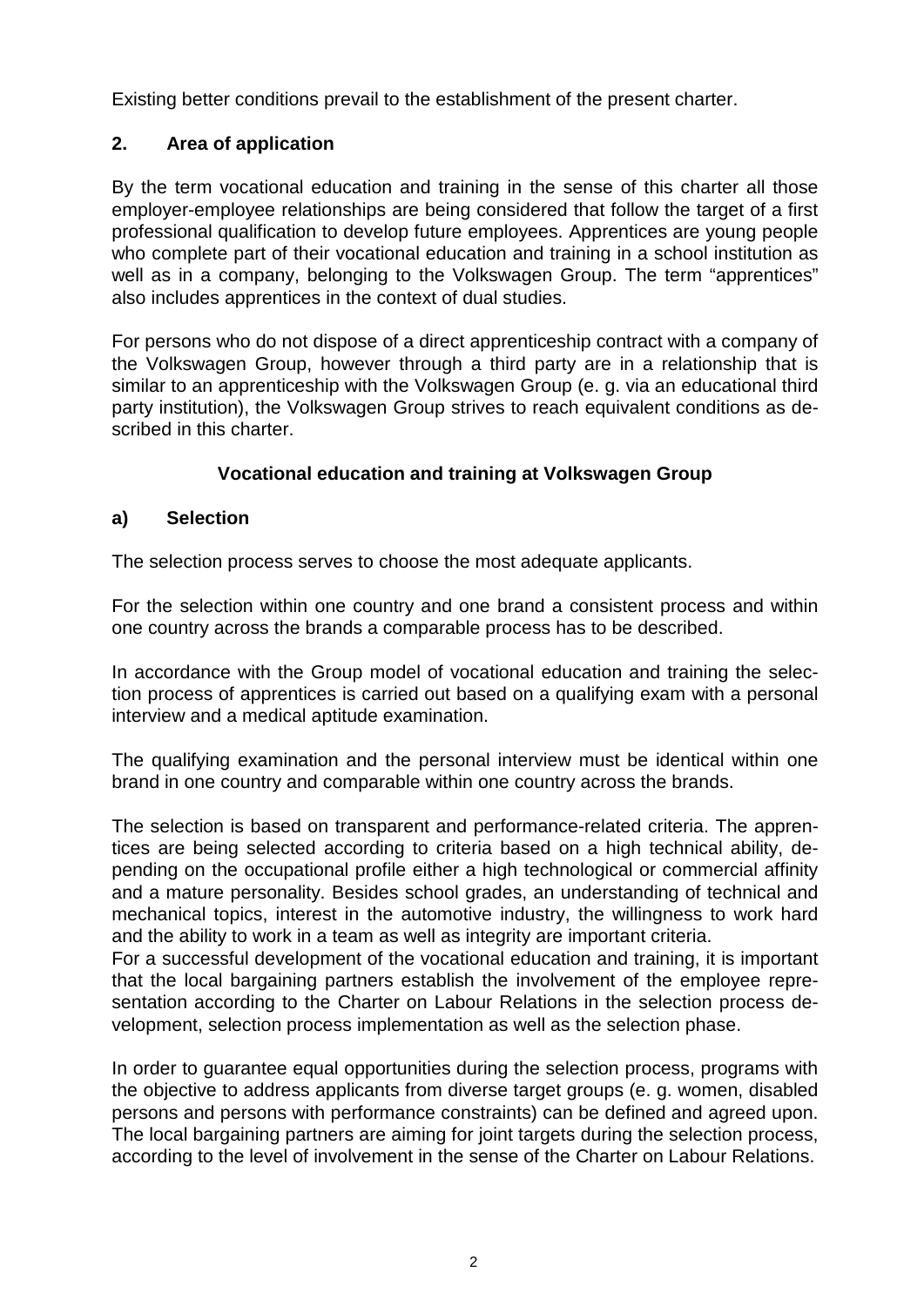Existing better conditions prevail to the establishment of the present charter.

## 2. Area of application

By the term vocational education and training in the sense of this charter all those employer-employee relationships are being considered that follow the target of a first professional qualification to develop future employees. Apprentices are young people who complete part of their vocational education and training in a school institution as well as in a company, belonging to the Volkswagen Group. The term "apprentices" also includes apprentices in the context of dual studies.

For persons who do not dispose of a direct apprenticeship contract with a company of the Volkswagen Group, however through a third party are in a relationship that is similar to an apprenticeship with the Volkswagen Group (e. g. via an educational third party institution), the Volkswagen Group strives to reach equivalent conditions as described in this charter.

### Vocational education and training at Volkswagen Group

### a) Selection

The selection process serves to choose the most adequate applicants.

For the selection within one country and one brand a consistent process and within one country across the brands a comparable process has to be described.

In accordance with the Group model of vocational education and training the selection process of apprentices is carried out based on a qualifying exam with a personal interview and a medical aptitude examination.

The qualifying examination and the personal interview must be identical within one brand in one country and comparable within one country across the brands.

The selection is based on transparent and performance-related criteria. The apprentices are being selected according to criteria based on a high technical ability, depending on the occupational profile either a high technological or commercial affinity and a mature personality. Besides school grades, an understanding of technical and mechanical topics, interest in the automotive industry, the willingness to work hard and the ability to work in a team as well as integrity are important criteria.
For a successful development of the vocational education and training, it is important that the local bargaining partners establish the involvement of the employee representation according to the Charter on Labour Relations in the selection process development, selection process implementation as well as the selection phase.

In order to guarantee equal opportunities during the selection process, programs with the objective to address applicants from diverse target groups (e. g. women, disabled persons and persons with performance constraints) can be defined and agreed upon. The local bargaining partners are aiming for joint targets during the selection process, according to the level of involvement in the sense of the Charter on Labour Relations.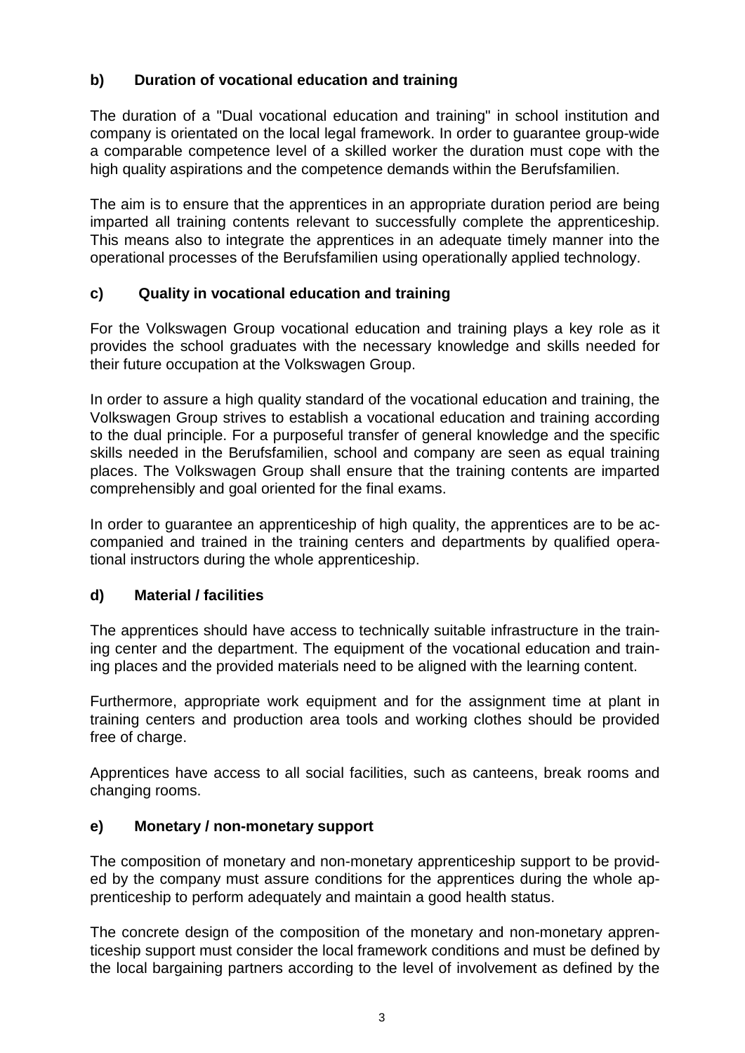### b) Duration of vocational education and training

The duration of a "Dual vocational education and training" in school institution and company is orientated on the local legal framework. In order to guarantee group-wide a comparable competence level of a skilled worker the duration must cope with the high quality aspirations and the competence demands within the Berufsfamilien.

The aim is to ensure that the apprentices in an appropriate duration period are being imparted all training contents relevant to successfully complete the apprenticeship. This means also to integrate the apprentices in an adequate timely manner into the operational processes of the Berufsfamilien using operationally applied technology.

### c) Quality in vocational education and training

For the Volkswagen Group vocational education and training plays a key role as it provides the school graduates with the necessary knowledge and skills needed for their future occupation at the Volkswagen Group.

In order to assure a high quality standard of the vocational education and training, the Volkswagen Group strives to establish a vocational education and training according to the dual principle. For a purposeful transfer of general knowledge and the specific skills needed in the Berufsfamilien, school and company are seen as equal training places. The Volkswagen Group shall ensure that the training contents are imparted comprehensibly and goal oriented for the final exams.

In order to guarantee an apprenticeship of high quality, the apprentices are to be accompanied and trained in the training centers and departments by qualified operational instructors during the whole apprenticeship.

### d) Material / facilities

The apprentices should have access to technically suitable infrastructure in the training center and the department. The equipment of the vocational education and training places and the provided materials need to be aligned with the learning content.

Furthermore, appropriate work equipment and for the assignment time at plant in training centers and production area tools and working clothes should be provided free of charge.

Apprentices have access to all social facilities, such as canteens, break rooms and changing rooms.

### e) Monetary / non-monetary support

The composition of monetary and non-monetary apprenticeship support to be provided by the company must assure conditions for the apprentices during the whole apprenticeship to perform adequately and maintain a good health status.

The concrete design of the composition of the monetary and non-monetary apprenticeship support must consider the local framework conditions and must be defined by the local bargaining partners according to the level of involvement as defined by the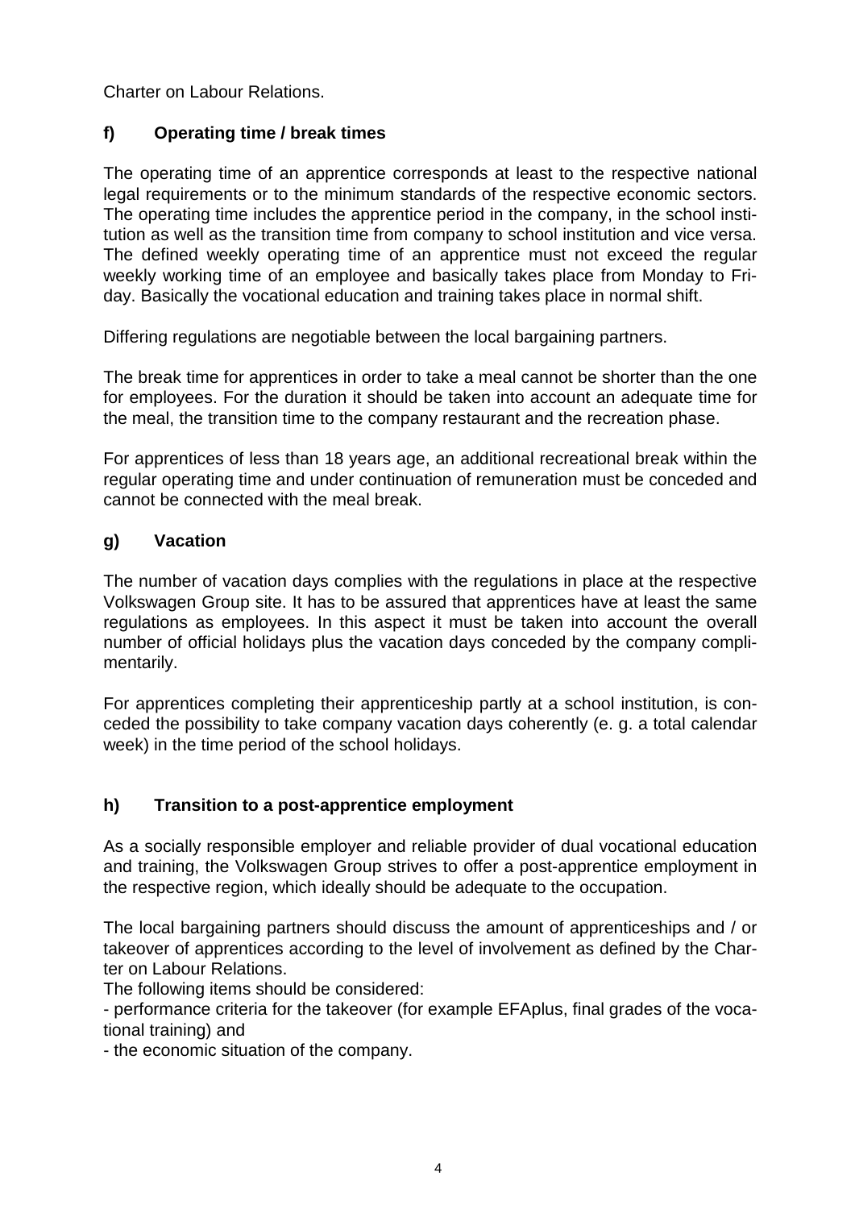Charter on Labour Relations.

### f) Operating time / break times

The operating time of an apprentice corresponds at least to the respective national legal requirements or to the minimum standards of the respective economic sectors. The operating time includes the apprentice period in the company, in the school institution as well as the transition time from company to school institution and vice versa. The defined weekly operating time of an apprentice must not exceed the regular weekly working time of an employee and basically takes place from Monday to Friday. Basically the vocational education and training takes place in normal shift.

Differing regulations are negotiable between the local bargaining partners.

The break time for apprentices in order to take a meal cannot be shorter than the one for employees. For the duration it should be taken into account an adequate time for the meal, the transition time to the company restaurant and the recreation phase.

For apprentices of less than 18 years age, an additional recreational break within the regular operating time and under continuation of remuneration must be conceded and cannot be connected with the meal break.

### g) Vacation

The number of vacation days complies with the regulations in place at the respective Volkswagen Group site. It has to be assured that apprentices have at least the same regulations as employees. In this aspect it must be taken into account the overall number of official holidays plus the vacation days conceded by the company complimentarily.

For apprentices completing their apprenticeship partly at a school institution, is conceded the possibility to take company vacation days coherently (e. g. a total calendar week) in the time period of the school holidays.

### h) Transition to a post-apprentice employment

As a socially responsible employer and reliable provider of dual vocational education and training, the Volkswagen Group strives to offer a post-apprentice employment in the respective region, which ideally should be adequate to the occupation.

The local bargaining partners should discuss the amount of apprenticeships and / or takeover of apprentices according to the level of involvement as defined by the Charter on Labour Relations.

The following items should be considered:

- performance criteria for the takeover (for example EFAplus, final grades of the vocational training) and
- the economic situation of the company.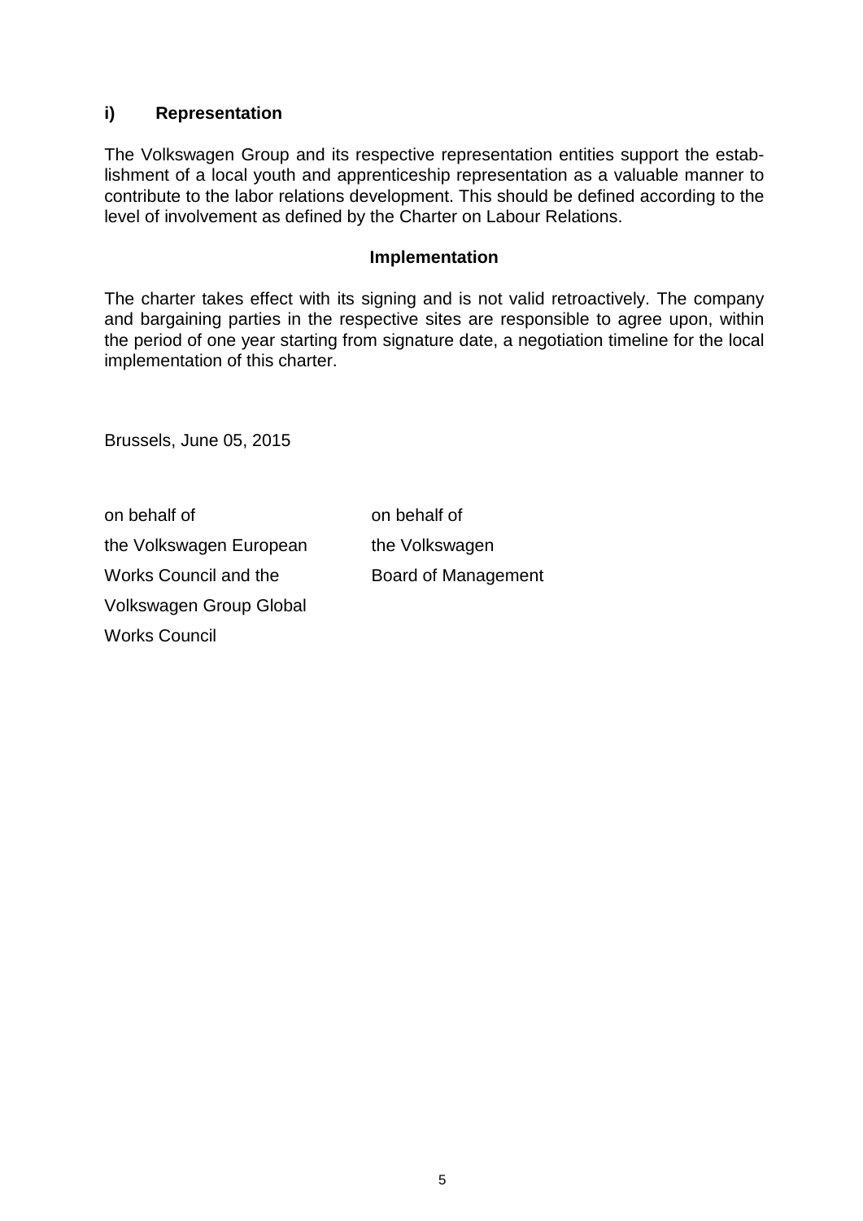### i) Representation

The Volkswagen Group and its respective representation entities support the establishment of a local youth and apprenticeship representation as a valuable manner to contribute to the labor relations development. This should be defined according to the level of involvement as defined by the Charter on Labour Relations.

## Implementation

The charter takes effect with its signing and is not valid retroactively. The company and bargaining parties in the respective sites are responsible to agree upon, within the period of one year starting from signature date, a negotiation timeline for the local implementation of this charter.

Brussels, June 05, 2015

| | |
|---|---|
| on behalf of | on behalf of |
| the Volkswagen European Works Council and the Volkswagen Group Global Works Council | the Volkswagen Board of Management |